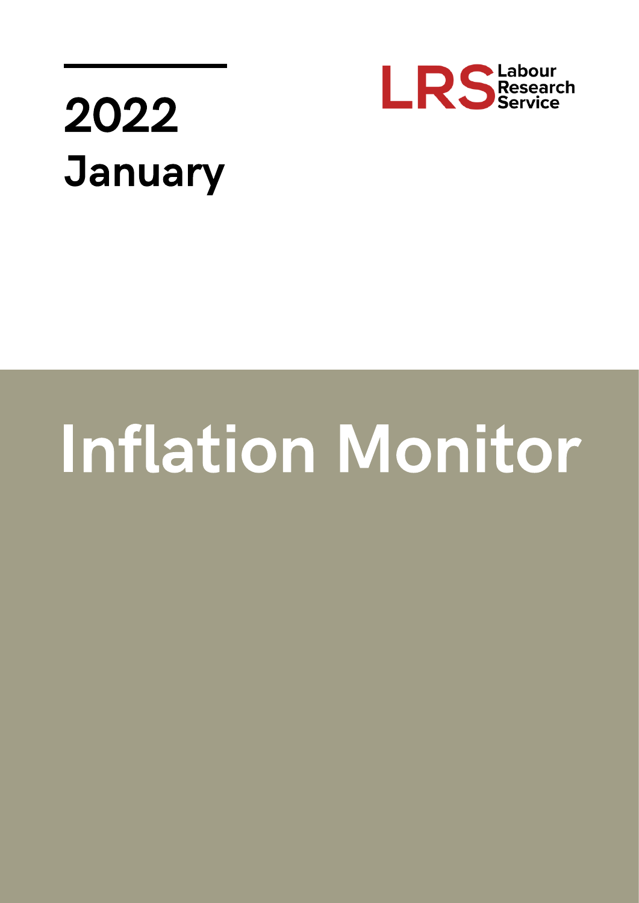2022

January

LRS Labour Research Service

# Inflation Monitor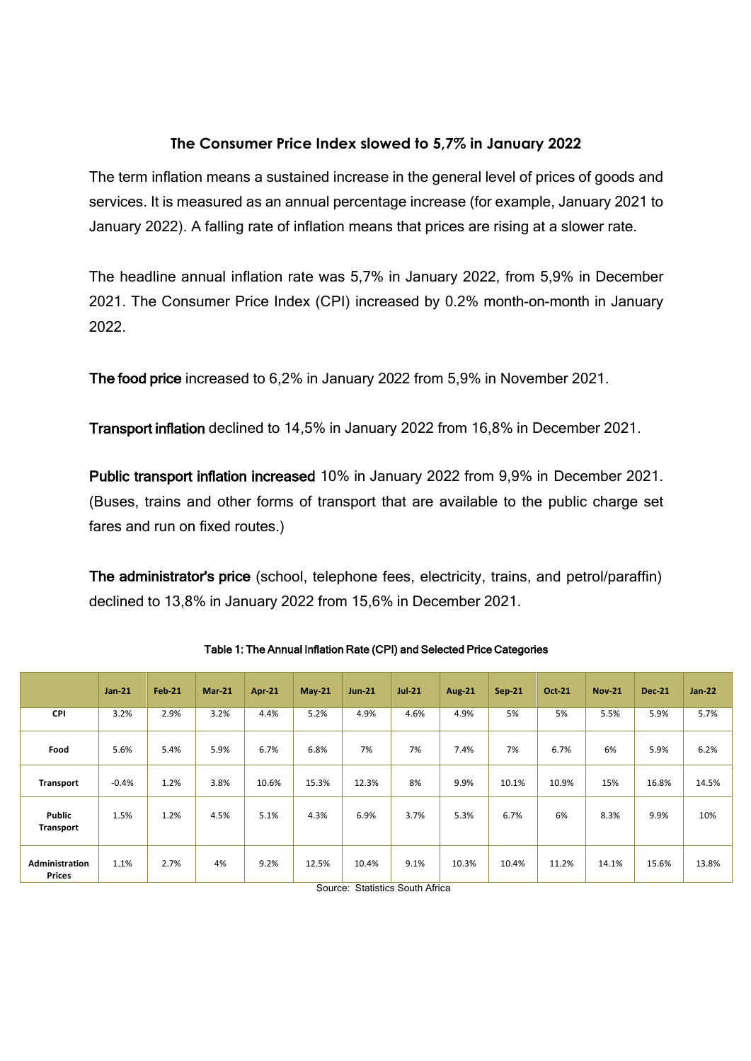## The Consumer Price Index slowed to 5,7% in January 2022

The term inflation means a sustained increase in the general level of prices of goods and services. It is measured as an annual percentage increase (for example, January 2021 to January 2022). A falling rate of inflation means that prices are rising at a slower rate.

The headline annual inflation rate was 5,7% in January 2022, from 5,9% in December 2021. The Consumer Price Index (CPI) increased by 0.2% month-on-month in January 2022.

**The food price** increased to 6,2% in January 2022 from 5,9% in November 2021.

**Transport inflation** declined to 14,5% in January 2022 from 16,8% in December 2021.

**Public transport inflation increased** 10% in January 2022 from 9,9% in December 2021. (Buses, trains and other forms of transport that are available to the public charge set fares and run on fixed routes.)

**The administrator's price** (school, telephone fees, electricity, trains, and petrol/paraffin) declined to 13,8% in January 2022 from 15,6% in December 2021.

**Table 1: The Annual Inflation Rate (CPI) and Selected Price Categories**

| | Jan-21 | Feb-21 | Mar-21 | Apr-21 | May-21 | Jun-21 | Jul-21 | Aug-21 | Sep-21 | Oct-21 | Nov-21 | Dec-21 | Jan-22 |
|---|---|---|---|---|---|---|---|---|---|---|---|---|---|
| **CPI** | 3.2% | 2.9% | 3.2% | 4.4% | 5.2% | 4.9% | 4.6% | 4.9% | 5% | 5% | 5.5% | 5.9% | 5.7% |
| **Food** | 5.6% | 5.4% | 5.9% | 6.7% | 6.8% | 7% | 7% | 7.4% | 7% | 6.7% | 6% | 5.9% | 6.2% |
| **Transport** | -0.4% | 1.2% | 3.8% | 10.6% | 15.3% | 12.3% | 8% | 9.9% | 10.1% | 10.9% | 15% | 16.8% | 14.5% |
| **Public Transport** | 1.5% | 1.2% | 4.5% | 5.1% | 4.3% | 6.9% | 3.7% | 5.3% | 6.7% | 6% | 8.3% | 9.9% | 10% |
| **Administration Prices** | 1.1% | 2.7% | 4% | 9.2% | 12.5% | 10.4% | 9.1% | 10.3% | 10.4% | 11.2% | 14.1% | 15.6% | 13.8% |

Source: Statistics South Africa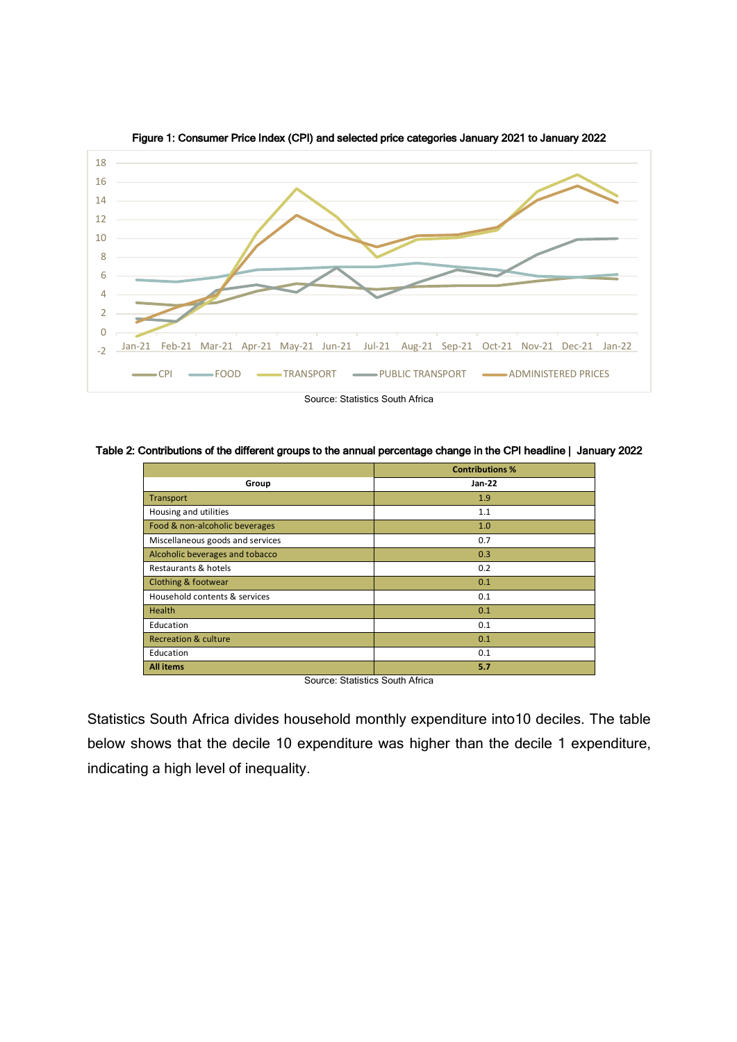**Figure 1: Consumer Price Index (CPI) and selected price categories January 2021 to January 2022**

Source: Statistics South Africa

**Table 2: Contributions of the different groups to the annual percentage change in the CPI headline | January 2022**

| Group | Contributions % Jan-22 |
|---|---|
| Transport | 1.9 |
| Housing and utilities | 1.1 |
| Food & non-alcoholic beverages | 1.0 |
| Miscellaneous goods and services | 0.7 |
| Alcoholic beverages and tobacco | 0.3 |
| Restaurants & hotels | 0.2 |
| Clothing & footwear | 0.1 |
| Household contents & services | 0.1 |
| Health | 0.1 |
| Education | 0.1 |
| Recreation & culture | 0.1 |
| Education | 0.1 |
| **All items** | **5.7** |

Source: Statistics South Africa

Statistics South Africa divides household monthly expenditure into10 deciles. The table below shows that the decile 10 expenditure was higher than the decile 1 expenditure, indicating a high level of inequality.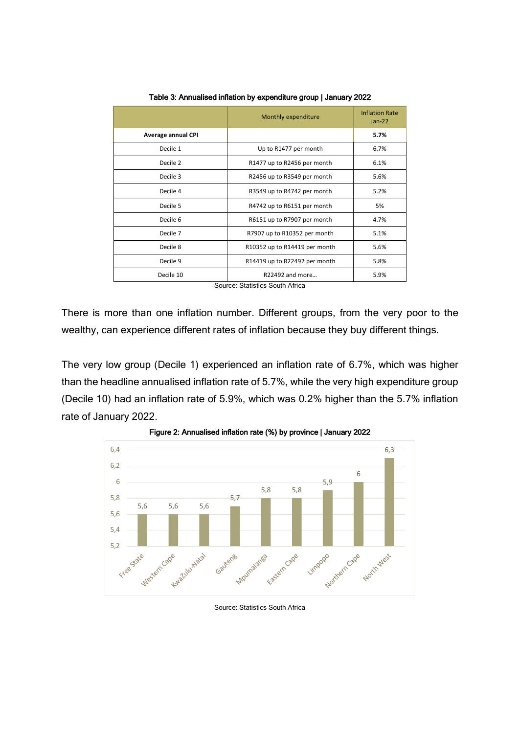Table 3: Annualised inflation by expenditure group | January 2022

| | Monthly expenditure | Inflation Rate Jan-22 |
|---|---|---|
| **Average annual CPI** | | **5.7%** |
| Decile 1 | Up to R1477 per month | 6.7% |
| Decile 2 | R1477 up to R2456 per month | 6.1% |
| Decile 3 | R2456 up to R3549 per month | 5.6% |
| Decile 4 | R3549 up to R4742 per month | 5.2% |
| Decile 5 | R4742 up to R6151 per month | 5% |
| Decile 6 | R6151 up to R7907 per month | 4.7% |
| Decile 7 | R7907 up to R10352 per month | 5.1% |
| Decile 8 | R10352 up to R14419 per month | 5.6% |
| Decile 9 | R14419 up to R22492 per month | 5.8% |
| Decile 10 | R22492 and more… | 5.9% |

Source: Statistics South Africa

There is more than one inflation number. Different groups, from the very poor to the wealthy, can experience different rates of inflation because they buy different things.

The very low group (Decile 1) experienced an inflation rate of 6.7%, which was higher than the headline annualised inflation rate of 5.7%, while the very high expenditure group (Decile 10) had an inflation rate of 5.9%, which was 0.2% higher than the 5.7% inflation rate of January 2022.

Figure 2: Annualised inflation rate (%) by province | January 2022

| Province | Inflation rate (%) |
|---|---|
| Free State | 5,6 |
| Western Cape | 5,6 |
| KwaZulu-Natal | 5,6 |
| Gauteng | 5,7 |
| Mpumalanga | 5,8 |
| Eastern Cape | 5,8 |
| Limpopo | 5,9 |
| Northern Cape | 6 |
| North West | 6,3 |

Source: Statistics South Africa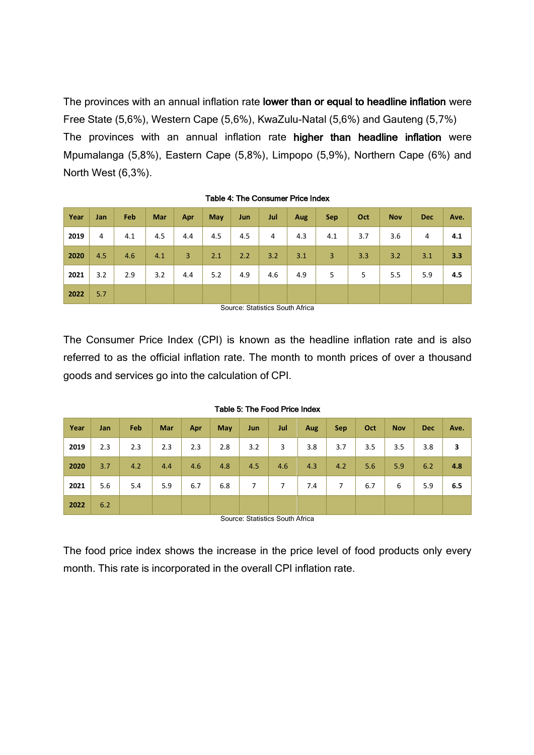The provinces with an annual inflation rate **lower than or equal to headline inflation** were Free State (5,6%), Western Cape (5,6%), KwaZulu-Natal (5,6%) and Gauteng (5,7%) The provinces with an annual inflation rate **higher than headline inflation** were Mpumalanga (5,8%), Eastern Cape (5,8%), Limpopo (5,9%), Northern Cape (6%) and North West (6,3%).

**Table 4: The Consumer Price Index**

| Year | Jan | Feb | Mar | Apr | May | Jun | Jul | Aug | Sep | Oct | Nov | Dec | Ave. |
|---|---|---|---|---|---|---|---|---|---|---|---|---|---|
| **2019** | 4 | 4.1 | 4.5 | 4.4 | 4.5 | 4.5 | 4 | 4.3 | 4.1 | 3.7 | 3.6 | 4 | **4.1** |
| **2020** | 4.5 | 4.6 | 4.1 | 3 | 2.1 | 2.2 | 3.2 | 3.1 | 3 | 3.3 | 3.2 | 3.1 | **3.3** |
| **2021** | 3.2 | 2.9 | 3.2 | 4.4 | 5.2 | 4.9 | 4.6 | 4.9 | 5 | 5 | 5.5 | 5.9 | **4.5** |
| **2022** | 5.7 | | | | | | | | | | | | |

Source: Statistics South Africa

The Consumer Price Index (CPI) is known as the headline inflation rate and is also referred to as the official inflation rate. The month to month prices of over a thousand goods and services go into the calculation of CPI.

**Table 5: The Food Price Index**

| Year | Jan | Feb | Mar | Apr | May | Jun | Jul | Aug | Sep | Oct | Nov | Dec | Ave. |
|---|---|---|---|---|---|---|---|---|---|---|---|---|---|
| **2019** | 2.3 | 2.3 | 2.3 | 2.3 | 2.8 | 3.2 | 3 | 3.8 | 3.7 | 3.5 | 3.5 | 3.8 | **3** |
| **2020** | 3.7 | 4.2 | 4.4 | 4.6 | 4.8 | 4.5 | 4.6 | 4.3 | 4.2 | 5.6 | 5.9 | 6.2 | **4.8** |
| **2021** | 5.6 | 5.4 | 5.9 | 6.7 | 6.8 | 7 | 7 | 7.4 | 7 | 6.7 | 6 | 5.9 | **6.5** |
| **2022** | 6.2 | | | | | | | | | | | | |

Source: Statistics South Africa

The food price index shows the increase in the price level of food products only every month. This rate is incorporated in the overall CPI inflation rate.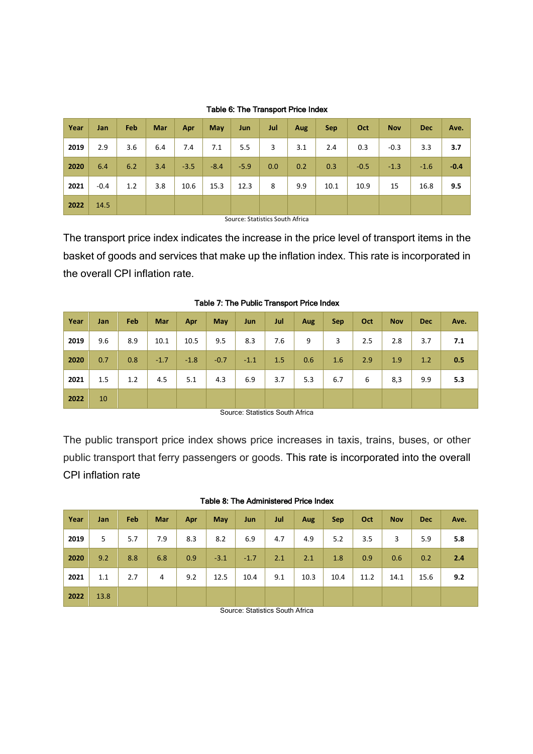**Table 6: The Transport Price Index**

| Year | Jan | Feb | Mar | Apr | May | Jun | Jul | Aug | Sep | Oct | Nov | Dec | Ave. |
|---|---|---|---|---|---|---|---|---|---|---|---|---|---|
| **2019** | 2.9 | 3.6 | 6.4 | 7.4 | 7.1 | 5.5 | 3 | 3.1 | 2.4 | 0.3 | -0.3 | 3.3 | **3.7** |
| **2020** | 6.4 | 6.2 | 3.4 | -3.5 | -8.4 | -5.9 | 0.0 | 0.2 | 0.3 | -0.5 | -1.3 | -1.6 | **-0.4** |
| **2021** | -0.4 | 1.2 | 3.8 | 10.6 | 15.3 | 12.3 | 8 | 9.9 | 10.1 | 10.9 | 15 | 16.8 | **9.5** |
| **2022** | 14.5 | | | | | | | | | | | | |

Source: Statistics South Africa

The transport price index indicates the increase in the price level of transport items in the basket of goods and services that make up the inflation index. This rate is incorporated in the overall CPI inflation rate.

**Table 7: The Public Transport Price Index**

| Year | Jan | Feb | Mar | Apr | May | Jun | Jul | Aug | Sep | Oct | Nov | Dec | Ave. |
|---|---|---|---|---|---|---|---|---|---|---|---|---|---|
| **2019** | 9.6 | 8.9 | 10.1 | 10.5 | 9.5 | 8.3 | 7.6 | 9 | 3 | 2.5 | 2.8 | 3.7 | **7.1** |
| **2020** | 0.7 | 0.8 | -1.7 | -1.8 | -0.7 | -1.1 | 1.5 | 0.6 | 1.6 | 2.9 | 1.9 | 1.2 | **0.5** |
| **2021** | 1.5 | 1.2 | 4.5 | 5.1 | 4.3 | 6.9 | 3.7 | 5.3 | 6.7 | 6 | 8,3 | 9.9 | **5.3** |
| **2022** | 10 | | | | | | | | | | | | |

Source: Statistics South Africa

The public transport price index shows price increases in taxis, trains, buses, or other public transport that ferry passengers or goods. This rate is incorporated into the overall CPI inflation rate

**Table 8: The Administered Price Index**

| Year | Jan | Feb | Mar | Apr | May | Jun | Jul | Aug | Sep | Oct | Nov | Dec | Ave. |
|---|---|---|---|---|---|---|---|---|---|---|---|---|---|
| **2019** | 5 | 5.7 | 7.9 | 8.3 | 8.2 | 6.9 | 4.7 | 4.9 | 5.2 | 3.5 | 3 | 5.9 | **5.8** |
| **2020** | 9.2 | 8.8 | 6.8 | 0.9 | -3.1 | -1.7 | 2.1 | 2.1 | 1.8 | 0.9 | 0.6 | 0.2 | **2.4** |
| **2021** | 1.1 | 2.7 | 4 | 9.2 | 12.5 | 10.4 | 9.1 | 10.3 | 10.4 | 11.2 | 14.1 | 15.6 | **9.2** |
| **2022** | 13.8 | | | | | | | | | | | | |

Source: Statistics South Africa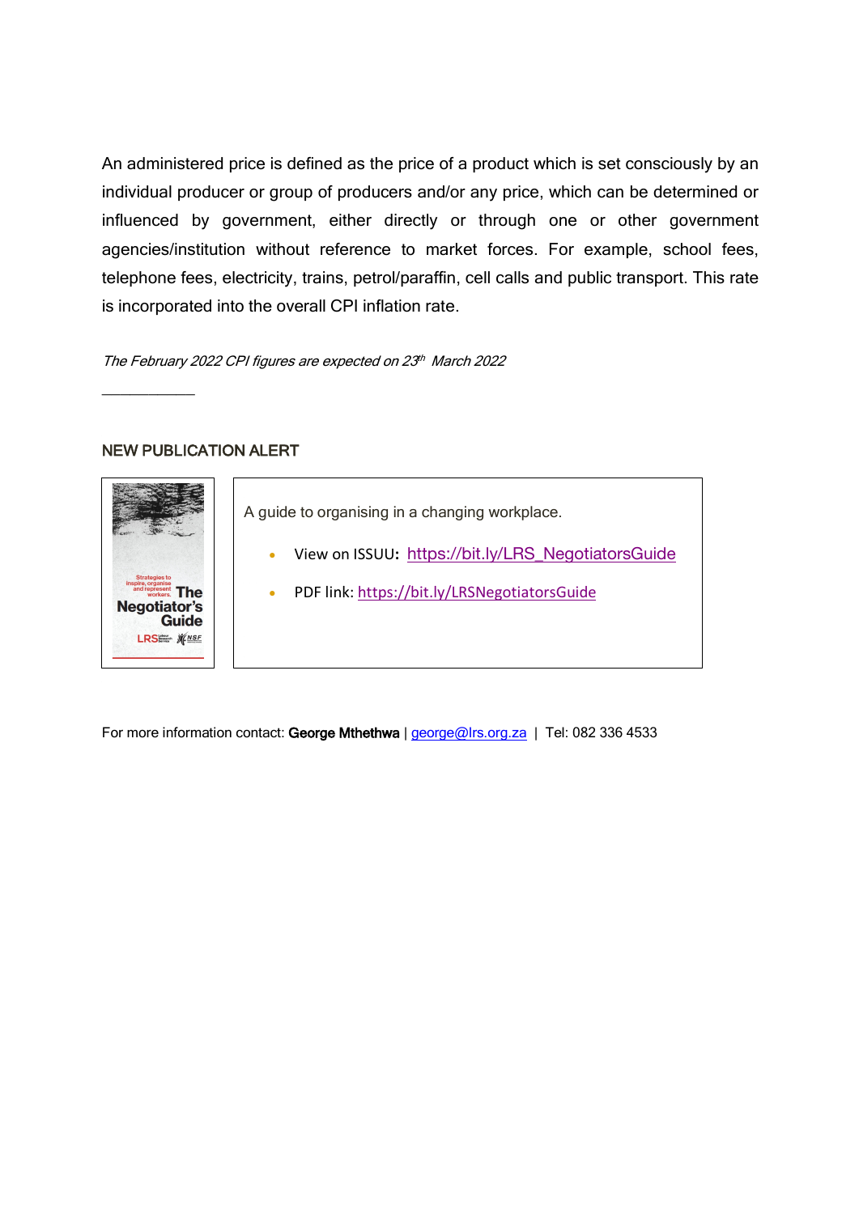An administered price is defined as the price of a product which is set consciously by an individual producer or group of producers and/or any price, which can be determined or influenced by government, either directly or through one or other government agencies/institution without reference to market forces. For example, school fees, telephone fees, electricity, trains, petrol/paraffin, cell calls and public transport. This rate is incorporated into the overall CPI inflation rate.

*The February 2022 CPI figures are expected on 23th March 2022*

---

NEW PUBLICATION ALERT

Strategies to inspire, organise and represent workers. The Negotiator's Guide

LRS Labour Research Service NSF

A guide to organising in a changing workplace.

- View on ISSUU: https://bit.ly/LRS_NegotiatorsGuide
- PDF link: https://bit.ly/LRSNegotiatorsGuide

For more information contact: **George Mthethwa** | george@lrs.org.za | Tel: 082 336 4533